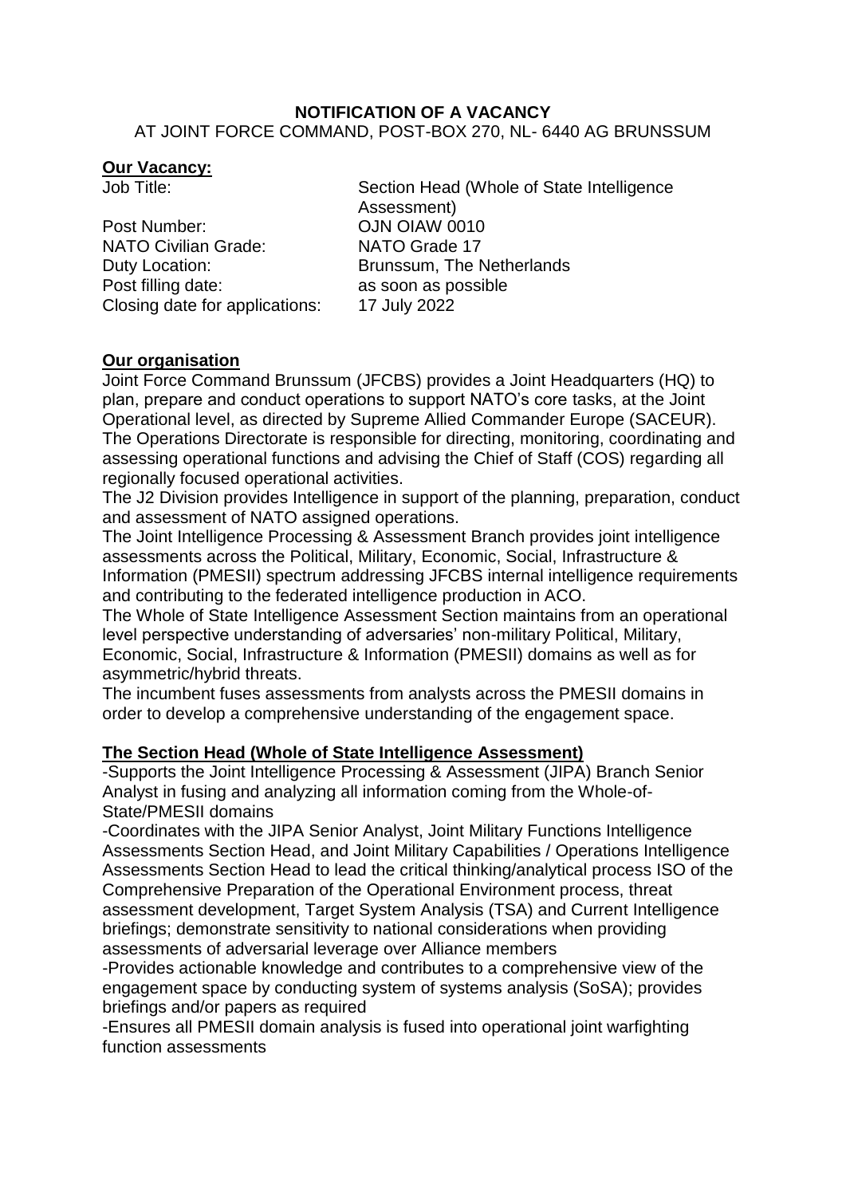**NOTIFICATION OF A VACANCY**

AT JOINT FORCE COMMAND, POST-BOX 270, NL- 6440 AG BRUNSSUM

## Our Vacancy:

| | |
|---|---|
| Job Title: | Section Head (Whole of State Intelligence Assessment) |
| Post Number: | OJN OIAW 0010 |
| NATO Civilian Grade: | NATO Grade 17 |
| Duty Location: | Brunssum, The Netherlands |
| Post filling date: | as soon as possible |
| Closing date for applications: | 17 July 2022 |

## Our organisation

Joint Force Command Brunssum (JFCBS) provides a Joint Headquarters (HQ) to plan, prepare and conduct operations to support NATO's core tasks, at the Joint Operational level, as directed by Supreme Allied Commander Europe (SACEUR).

The Operations Directorate is responsible for directing, monitoring, coordinating and assessing operational functions and advising the Chief of Staff (COS) regarding all regionally focused operational activities.

The J2 Division provides Intelligence in support of the planning, preparation, conduct and assessment of NATO assigned operations.

The Joint Intelligence Processing & Assessment Branch provides joint intelligence assessments across the Political, Military, Economic, Social, Infrastructure & Information (PMESII) spectrum addressing JFCBS internal intelligence requirements and contributing to the federated intelligence production in ACO.

The Whole of State Intelligence Assessment Section maintains from an operational level perspective understanding of adversaries' non-military Political, Military, Economic, Social, Infrastructure & Information (PMESII) domains as well as for asymmetric/hybrid threats.

The incumbent fuses assessments from analysts across the PMESII domains in order to develop a comprehensive understanding of the engagement space.

## The Section Head (Whole of State Intelligence Assessment)

-Supports the Joint Intelligence Processing & Assessment (JIPA) Branch Senior Analyst in fusing and analyzing all information coming from the Whole-of-State/PMESII domains

-Coordinates with the JIPA Senior Analyst, Joint Military Functions Intelligence Assessments Section Head, and Joint Military Capabilities / Operations Intelligence Assessments Section Head to lead the critical thinking/analytical process ISO of the Comprehensive Preparation of the Operational Environment process, threat assessment development, Target System Analysis (TSA) and Current Intelligence briefings; demonstrate sensitivity to national considerations when providing assessments of adversarial leverage over Alliance members

-Provides actionable knowledge and contributes to a comprehensive view of the engagement space by conducting system of systems analysis (SoSA); provides briefings and/or papers as required

-Ensures all PMESII domain analysis is fused into operational joint warfighting function assessments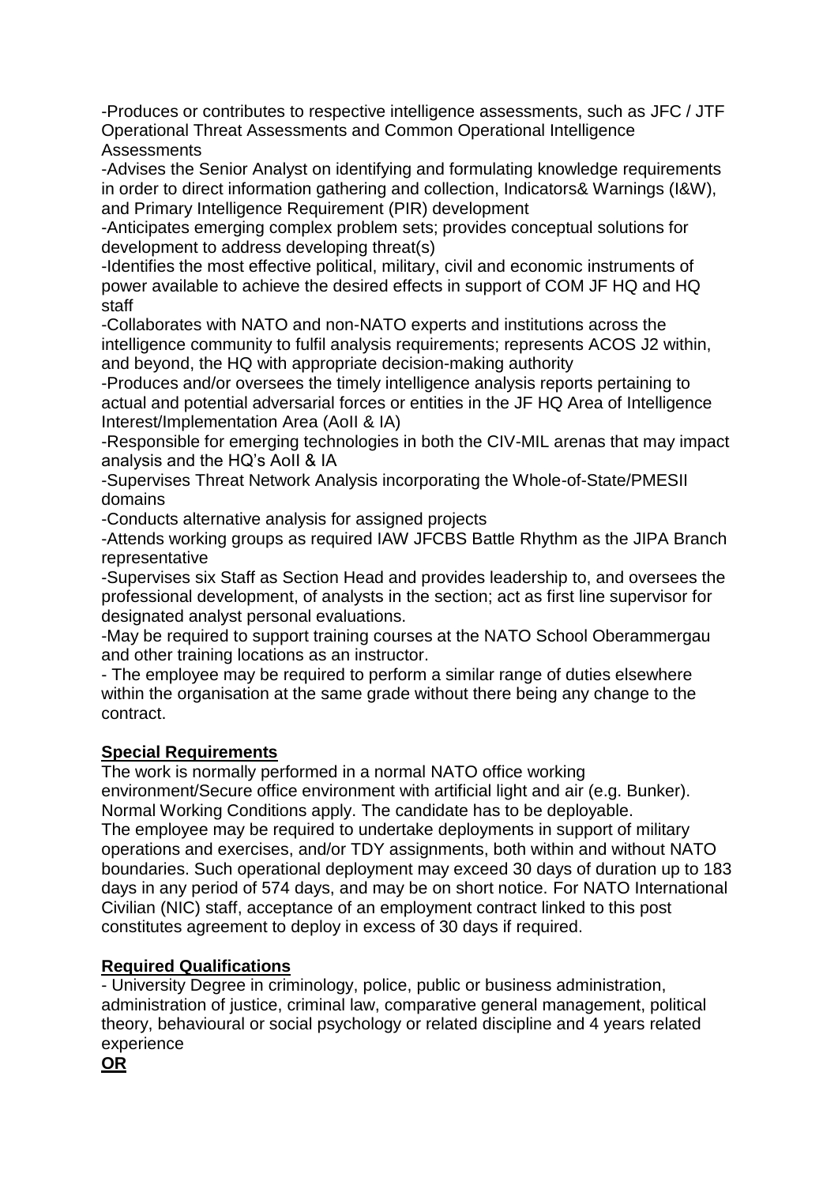-Produces or contributes to respective intelligence assessments, such as JFC / JTF Operational Threat Assessments and Common Operational Intelligence Assessments

-Advises the Senior Analyst on identifying and formulating knowledge requirements in order to direct information gathering and collection, Indicators& Warnings (I&W), and Primary Intelligence Requirement (PIR) development

-Anticipates emerging complex problem sets; provides conceptual solutions for development to address developing threat(s)

-Identifies the most effective political, military, civil and economic instruments of power available to achieve the desired effects in support of COM JF HQ and HQ staff

-Collaborates with NATO and non-NATO experts and institutions across the intelligence community to fulfil analysis requirements; represents ACOS J2 within, and beyond, the HQ with appropriate decision-making authority

-Produces and/or oversees the timely intelligence analysis reports pertaining to actual and potential adversarial forces or entities in the JF HQ Area of Intelligence Interest/Implementation Area (AoII & IA)

-Responsible for emerging technologies in both the CIV-MIL arenas that may impact analysis and the HQ's AoII & IA

-Supervises Threat Network Analysis incorporating the Whole-of-State/PMESII domains

-Conducts alternative analysis for assigned projects

-Attends working groups as required IAW JFCBS Battle Rhythm as the JIPA Branch representative

-Supervises six Staff as Section Head and provides leadership to, and oversees the professional development, of analysts in the section; act as first line supervisor for designated analyst personal evaluations.

-May be required to support training courses at the NATO School Oberammergau and other training locations as an instructor.

- The employee may be required to perform a similar range of duties elsewhere within the organisation at the same grade without there being any change to the contract.

**Special Requirements**

The work is normally performed in a normal NATO office working environment/Secure office environment with artificial light and air (e.g. Bunker). Normal Working Conditions apply. The candidate has to be deployable.
The employee may be required to undertake deployments in support of military operations and exercises, and/or TDY assignments, both within and without NATO boundaries. Such operational deployment may exceed 30 days of duration up to 183 days in any period of 574 days, and may be on short notice. For NATO International Civilian (NIC) staff, acceptance of an employment contract linked to this post constitutes agreement to deploy in excess of 30 days if required.

**Required Qualifications**

- University Degree in criminology, police, public or business administration, administration of justice, criminal law, comparative general management, political theory, behavioural or social psychology or related discipline and 4 years related experience

**OR**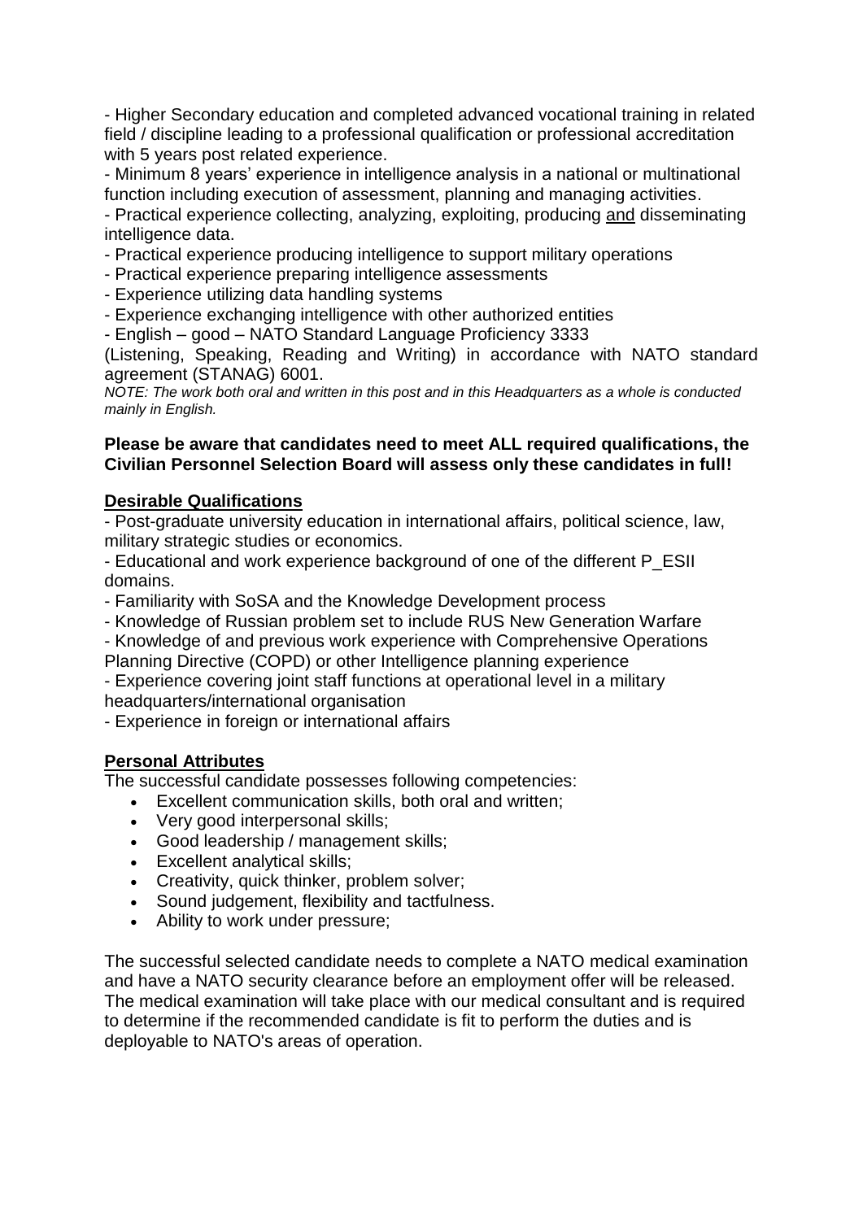- Higher Secondary education and completed advanced vocational training in related field / discipline leading to a professional qualification or professional accreditation with 5 years post related experience.
- Minimum 8 years' experience in intelligence analysis in a national or multinational function including execution of assessment, planning and managing activities.
- Practical experience collecting, analyzing, exploiting, producing <u>and</u> disseminating intelligence data.
- Practical experience producing intelligence to support military operations
- Practical experience preparing intelligence assessments
- Experience utilizing data handling systems
- Experience exchanging intelligence with other authorized entities
- English – good – NATO Standard Language Proficiency 3333 (Listening, Speaking, Reading and Writing) in accordance with NATO standard agreement (STANAG) 6001.

*NOTE: The work both oral and written in this post and in this Headquarters as a whole is conducted mainly in English.*

**Please be aware that candidates need to meet ALL required qualifications, the Civilian Personnel Selection Board will assess only these candidates in full!**

**<u>Desirable Qualifications</u>**

- Post-graduate university education in international affairs, political science, law, military strategic studies or economics.
- Educational and work experience background of one of the different P_ESII domains.
- Familiarity with SoSA and the Knowledge Development process
- Knowledge of Russian problem set to include RUS New Generation Warfare
- Knowledge of and previous work experience with Comprehensive Operations Planning Directive (COPD) or other Intelligence planning experience
- Experience covering joint staff functions at operational level in a military headquarters/international organisation
- Experience in foreign or international affairs

**<u>Personal Attributes</u>**

The successful candidate possesses following competencies:

- Excellent communication skills, both oral and written;
- Very good interpersonal skills;
- Good leadership / management skills;
- Excellent analytical skills;
- Creativity, quick thinker, problem solver;
- Sound judgement, flexibility and tactfulness.
- Ability to work under pressure;

The successful selected candidate needs to complete a NATO medical examination and have a NATO security clearance before an employment offer will be released. The medical examination will take place with our medical consultant and is required to determine if the recommended candidate is fit to perform the duties and is deployable to NATO's areas of operation.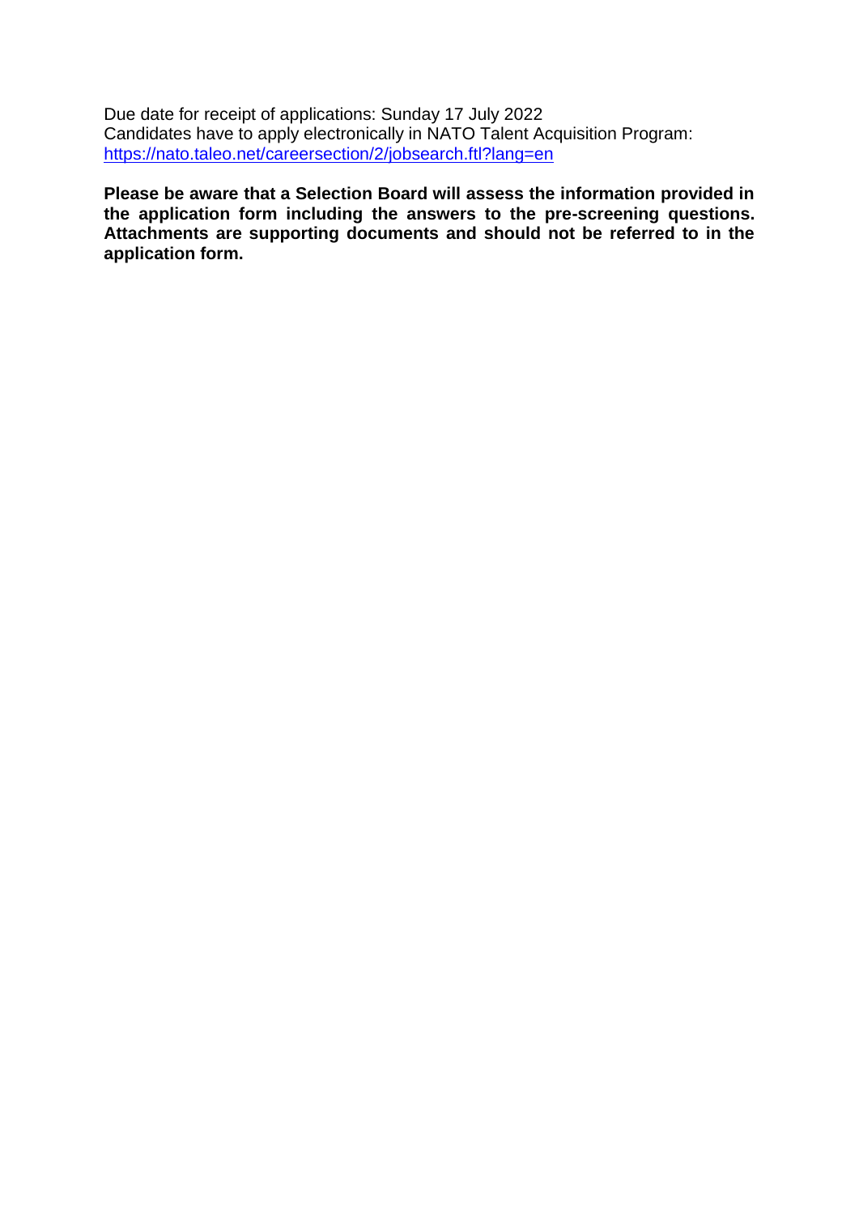Due date for receipt of applications: Sunday 17 July 2022
Candidates have to apply electronically in NATO Talent Acquisition Program:
[https://nato.taleo.net/careersection/2/jobsearch.ftl?lang=en](https://nato.taleo.net/careersection/2/jobsearch.ftl?lang=en)

**Please be aware that a Selection Board will assess the information provided in the application form including the answers to the pre-screening questions. Attachments are supporting documents and should not be referred to in the application form.**